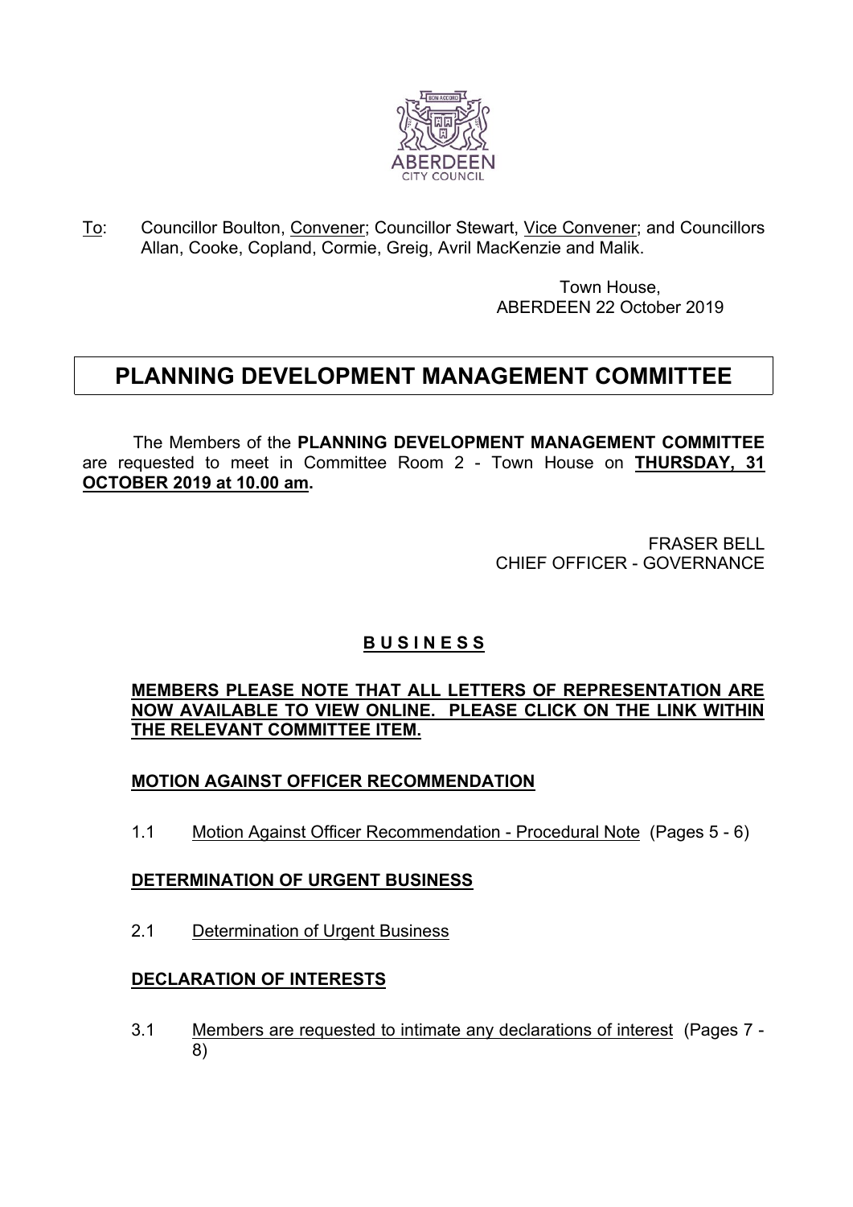To: Councillor Boulton, Convener; Councillor Stewart, Vice Convener; and Councillors Allan, Cooke, Copland, Cormie, Greig, Avril MacKenzie and Malik.

Town House,
ABERDEEN 22 October 2019

# PLANNING DEVELOPMENT MANAGEMENT COMMITTEE

The Members of the **PLANNING DEVELOPMENT MANAGEMENT COMMITTEE** are requested to meet in Committee Room 2 - Town House on **THURSDAY, 31 OCTOBER 2019 at 10.00 am.**

FRASER BELL
CHIEF OFFICER - GOVERNANCE

## B U S I N E S S

**MEMBERS PLEASE NOTE THAT ALL LETTERS OF REPRESENTATION ARE NOW AVAILABLE TO VIEW ONLINE. PLEASE CLICK ON THE LINK WITHIN THE RELEVANT COMMITTEE ITEM.**

### MOTION AGAINST OFFICER RECOMMENDATION

1.1 Motion Against Officer Recommendation - Procedural Note (Pages 5 - 6)

### DETERMINATION OF URGENT BUSINESS

2.1 Determination of Urgent Business

### DECLARATION OF INTERESTS

3.1 Members are requested to intimate any declarations of interest (Pages 7 - 8)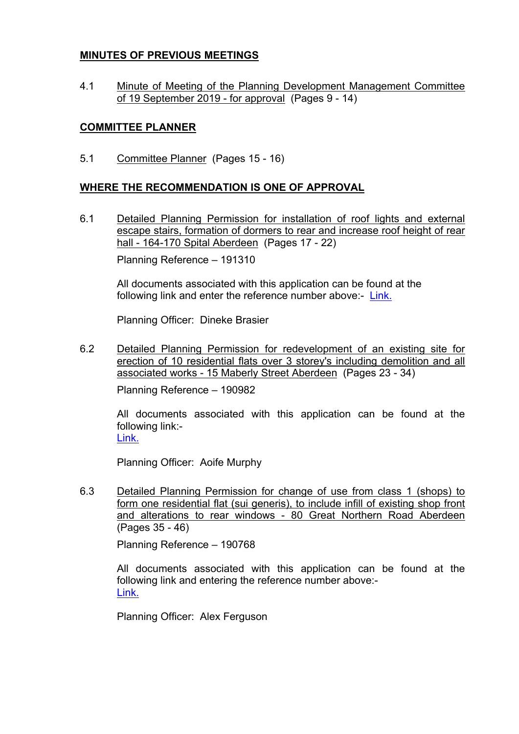## MINUTES OF PREVIOUS MEETINGS

4.1 Minute of Meeting of the Planning Development Management Committee of 19 September 2019 - for approval (Pages 9 - 14)

## COMMITTEE PLANNER

5.1 Committee Planner (Pages 15 - 16)

## WHERE THE RECOMMENDATION IS ONE OF APPROVAL

6.1 Detailed Planning Permission for installation of roof lights and external escape stairs, formation of dormers to rear and increase roof height of rear hall - 164-170 Spital Aberdeen (Pages 17 - 22)

Planning Reference – 191310

All documents associated with this application can be found at the following link and enter the reference number above:- Link.

Planning Officer: Dineke Brasier

6.2 Detailed Planning Permission for redevelopment of an existing site for erection of 10 residential flats over 3 storey's including demolition and all associated works - 15 Maberly Street Aberdeen (Pages 23 - 34)

Planning Reference – 190982

All documents associated with this application can be found at the following link:-
Link.

Planning Officer: Aoife Murphy

6.3 Detailed Planning Permission for change of use from class 1 (shops) to form one residential flat (sui generis), to include infill of existing shop front and alterations to rear windows - 80 Great Northern Road Aberdeen (Pages 35 - 46)

Planning Reference – 190768

All documents associated with this application can be found at the following link and entering the reference number above:-
Link.

Planning Officer: Alex Ferguson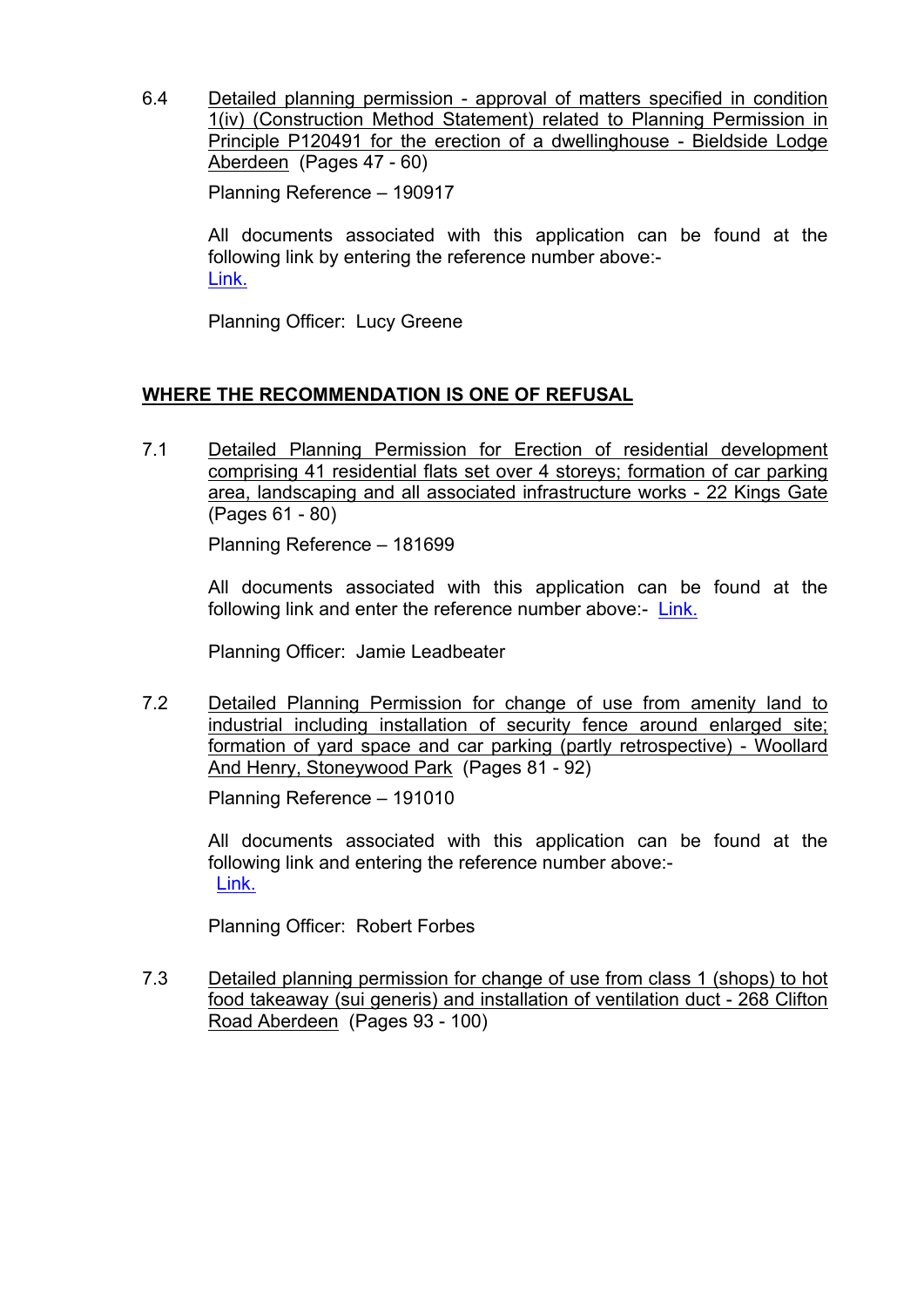6.4 Detailed planning permission - approval of matters specified in condition 1(iv) (Construction Method Statement) related to Planning Permission in Principle P120491 for the erection of a dwellinghouse - Bieldside Lodge Aberdeen (Pages 47 - 60)

Planning Reference – 190917

All documents associated with this application can be found at the following link by entering the reference number above:-
Link.

Planning Officer: Lucy Greene

## WHERE THE RECOMMENDATION IS ONE OF REFUSAL

7.1 Detailed Planning Permission for Erection of residential development comprising 41 residential flats set over 4 storeys; formation of car parking area, landscaping and all associated infrastructure works - 22 Kings Gate (Pages 61 - 80)

Planning Reference – 181699

All documents associated with this application can be found at the following link and enter the reference number above:- Link.

Planning Officer: Jamie Leadbeater

7.2 Detailed Planning Permission for change of use from amenity land to industrial including installation of security fence around enlarged site; formation of yard space and car parking (partly retrospective) - Woollard And Henry, Stoneywood Park (Pages 81 - 92)

Planning Reference – 191010

All documents associated with this application can be found at the following link and entering the reference number above:-
Link.

Planning Officer: Robert Forbes

7.3 Detailed planning permission for change of use from class 1 (shops) to hot food takeaway (sui generis) and installation of ventilation duct - 268 Clifton Road Aberdeen (Pages 93 - 100)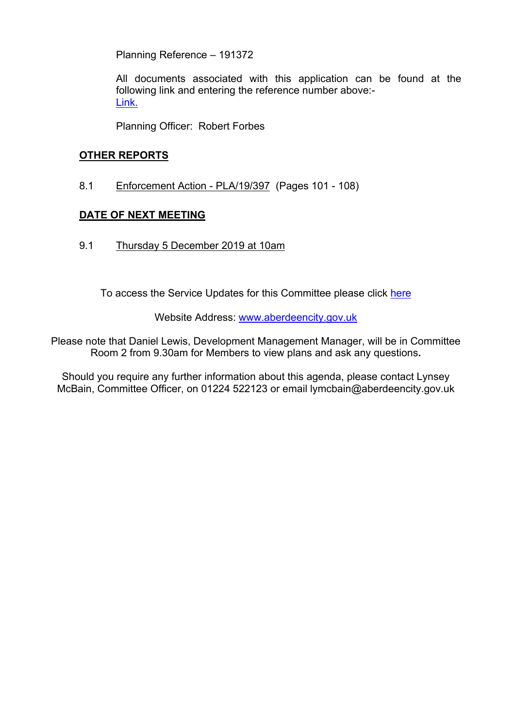Planning Reference – 191372

All documents associated with this application can be found at the following link and entering the reference number above:-
Link.

Planning Officer: Robert Forbes

## OTHER REPORTS

8.1 Enforcement Action - PLA/19/397 (Pages 101 - 108)

## DATE OF NEXT MEETING

9.1 Thursday 5 December 2019 at 10am

To access the Service Updates for this Committee please click here

Website Address: www.aberdeencity.gov.uk

Please note that Daniel Lewis, Development Management Manager, will be in Committee Room 2 from 9.30am for Members to view plans and ask any questions.

Should you require any further information about this agenda, please contact Lynsey McBain, Committee Officer, on 01224 522123 or email lymcbain@aberdeencity.gov.uk